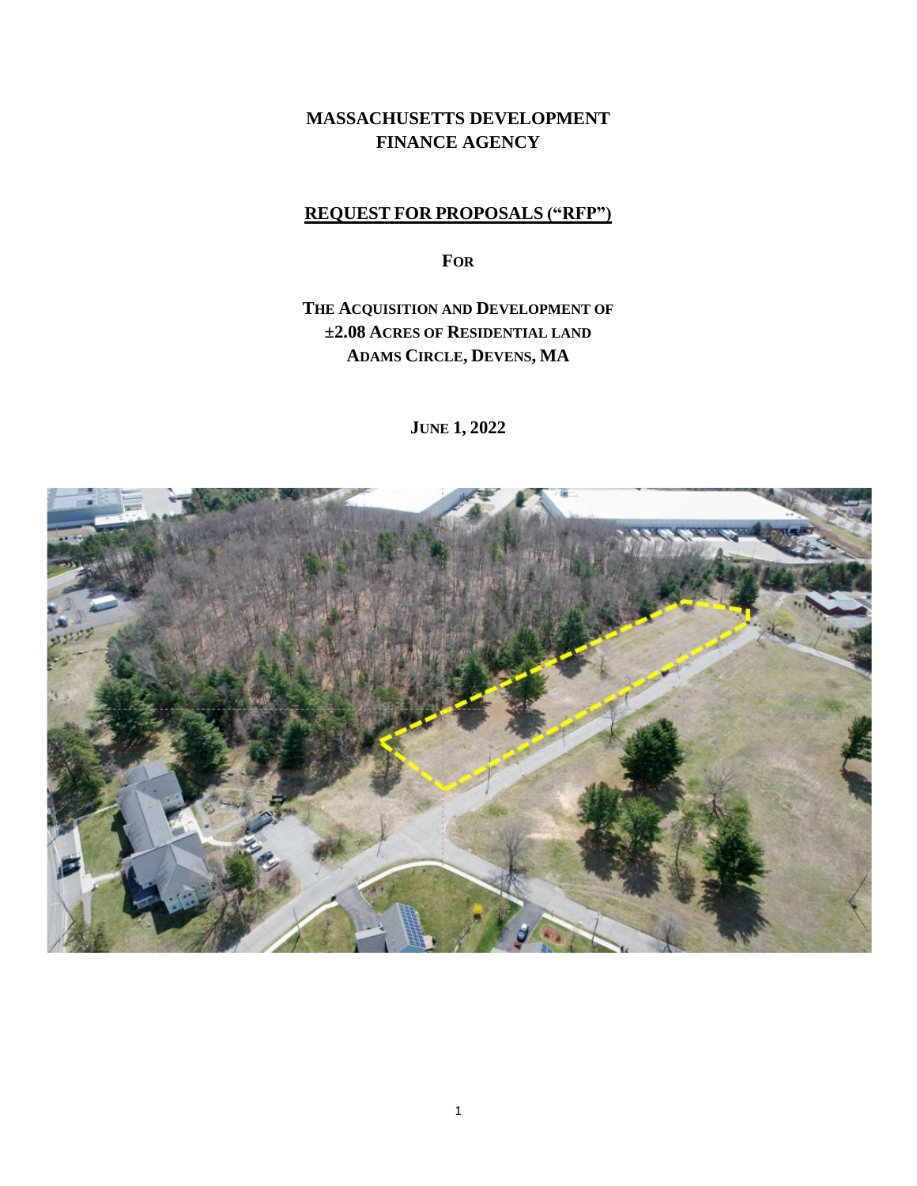# MASSACHUSETTS DEVELOPMENT FINANCE AGENCY

## REQUEST FOR PROPOSALS ("RFP")

**FOR**

**THE ACQUISITION AND DEVELOPMENT OF ±2.08 ACRES OF RESIDENTIAL LAND ADAMS CIRCLE, DEVENS, MA**

**JUNE 1, 2022**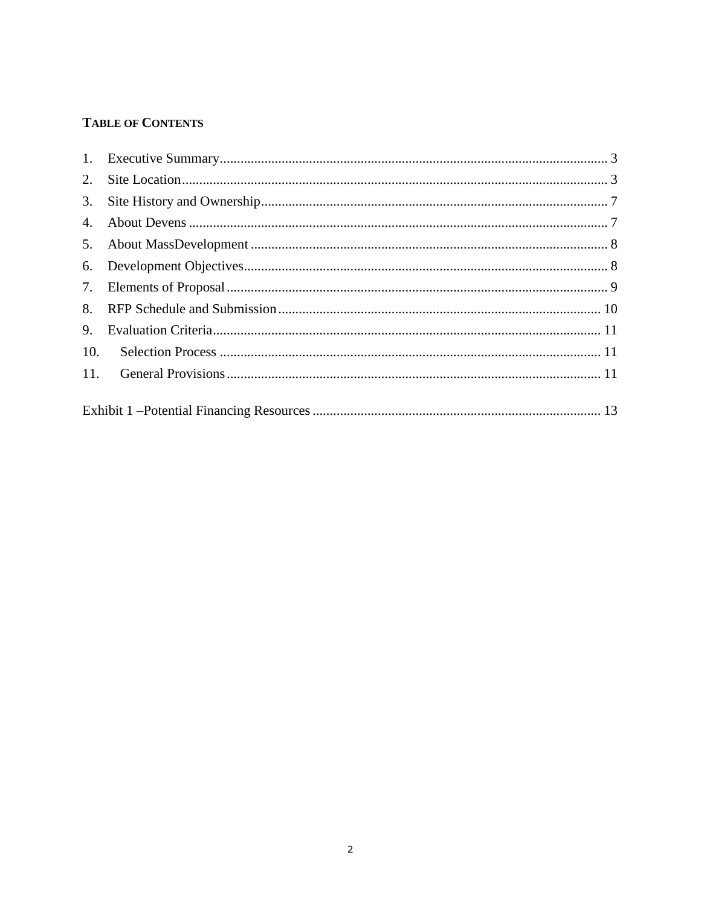## TABLE OF CONTENTS

1. Executive Summary ........................................ 3
2. Site Location ........................................ 3
3. Site History and Ownership ........................................ 7
4. About Devens ........................................ 7
5. About MassDevelopment ........................................ 8
6. Development Objectives ........................................ 8
7. Elements of Proposal ........................................ 9
8. RFP Schedule and Submission ........................................ 10
9. Evaluation Criteria ........................................ 11
10. Selection Process ........................................ 11
11. General Provisions ........................................ 11

Exhibit 1 –Potential Financing Resources ........................................ 13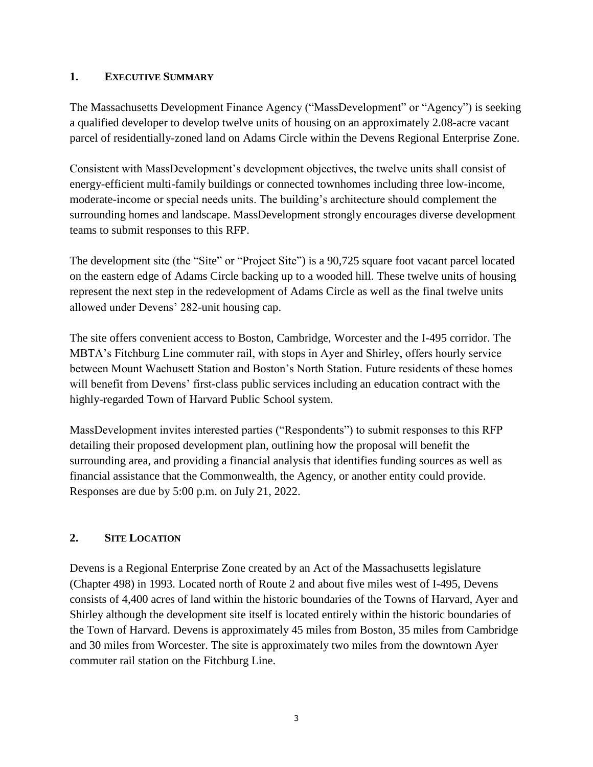## 1. Executive Summary

The Massachusetts Development Finance Agency ("MassDevelopment" or "Agency") is seeking a qualified developer to develop twelve units of housing on an approximately 2.08-acre vacant parcel of residentially-zoned land on Adams Circle within the Devens Regional Enterprise Zone.

Consistent with MassDevelopment's development objectives, the twelve units shall consist of energy-efficient multi-family buildings or connected townhomes including three low-income, moderate-income or special needs units. The building's architecture should complement the surrounding homes and landscape. MassDevelopment strongly encourages diverse development teams to submit responses to this RFP.

The development site (the "Site" or "Project Site") is a 90,725 square foot vacant parcel located on the eastern edge of Adams Circle backing up to a wooded hill. These twelve units of housing represent the next step in the redevelopment of Adams Circle as well as the final twelve units allowed under Devens' 282-unit housing cap.

The site offers convenient access to Boston, Cambridge, Worcester and the I-495 corridor. The MBTA's Fitchburg Line commuter rail, with stops in Ayer and Shirley, offers hourly service between Mount Wachusett Station and Boston's North Station. Future residents of these homes will benefit from Devens' first-class public services including an education contract with the highly-regarded Town of Harvard Public School system.

MassDevelopment invites interested parties ("Respondents") to submit responses to this RFP detailing their proposed development plan, outlining how the proposal will benefit the surrounding area, and providing a financial analysis that identifies funding sources as well as financial assistance that the Commonwealth, the Agency, or another entity could provide. Responses are due by 5:00 p.m. on July 21, 2022.

## 2. Site Location

Devens is a Regional Enterprise Zone created by an Act of the Massachusetts legislature (Chapter 498) in 1993. Located north of Route 2 and about five miles west of I-495, Devens consists of 4,400 acres of land within the historic boundaries of the Towns of Harvard, Ayer and Shirley although the development site itself is located entirely within the historic boundaries of the Town of Harvard. Devens is approximately 45 miles from Boston, 35 miles from Cambridge and 30 miles from Worcester. The site is approximately two miles from the downtown Ayer commuter rail station on the Fitchburg Line.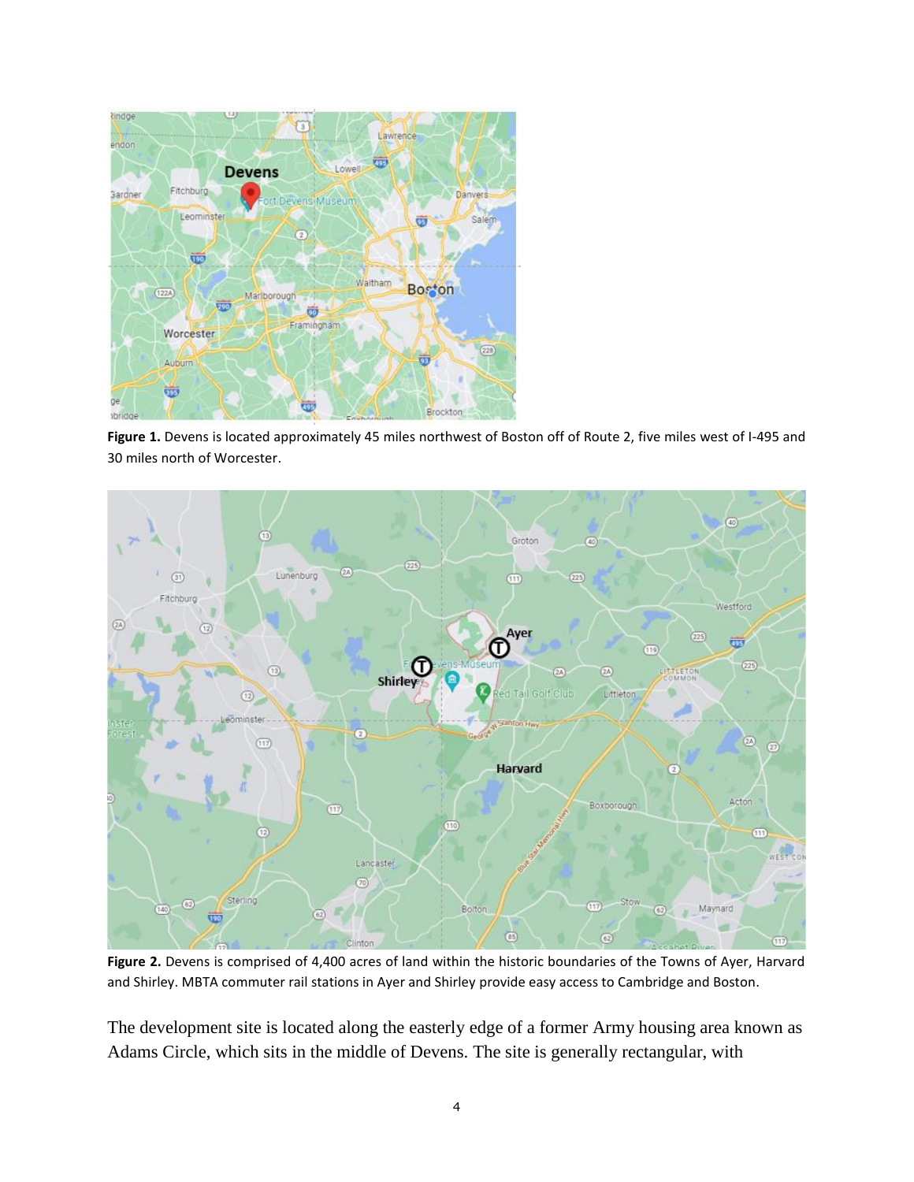**Figure 1.** Devens is located approximately 45 miles northwest of Boston off of Route 2, five miles west of I-495 and 30 miles north of Worcester.

**Figure 2.** Devens is comprised of 4,400 acres of land within the historic boundaries of the Towns of Ayer, Harvard and Shirley. MBTA commuter rail stations in Ayer and Shirley provide easy access to Cambridge and Boston.

The development site is located along the easterly edge of a former Army housing area known as Adams Circle, which sits in the middle of Devens. The site is generally rectangular, with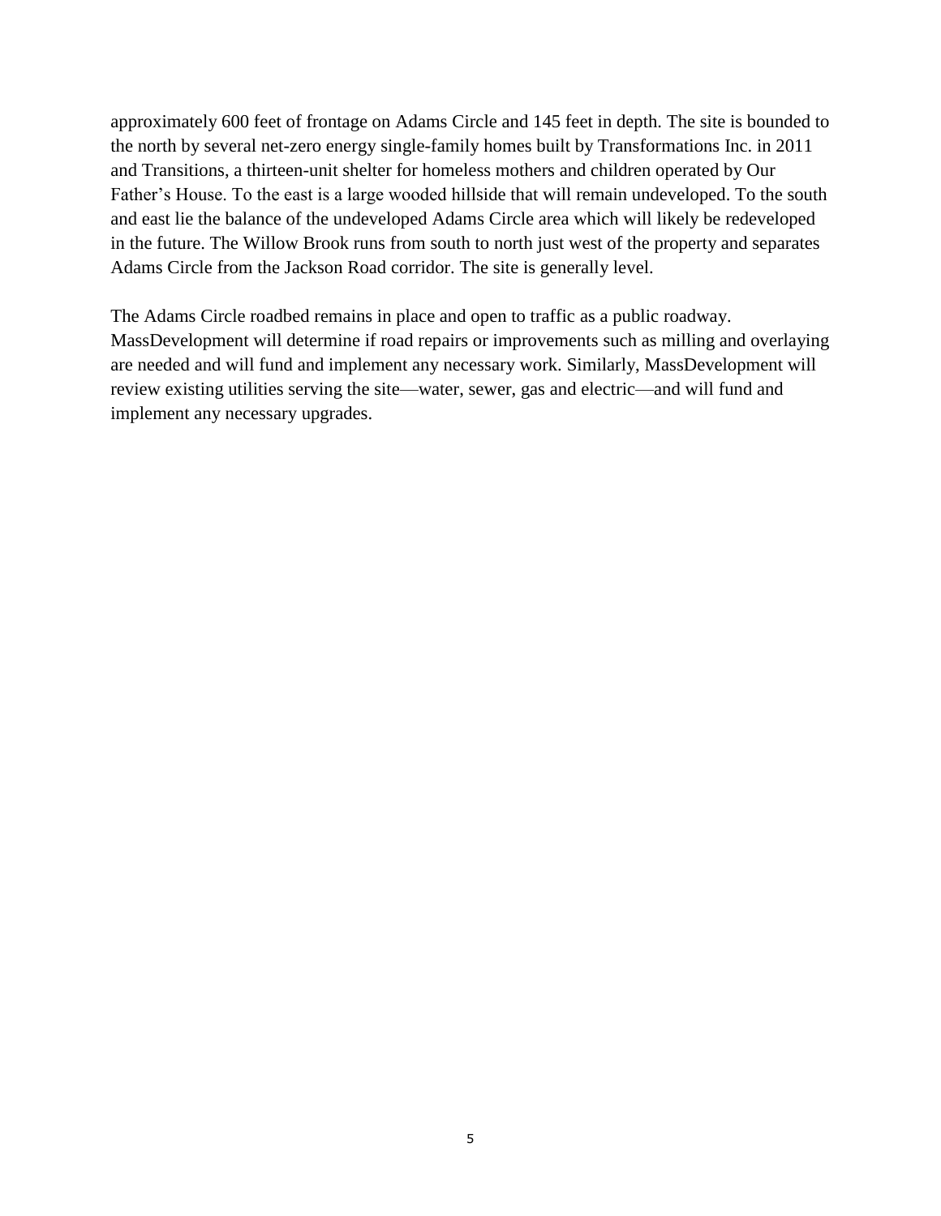approximately 600 feet of frontage on Adams Circle and 145 feet in depth. The site is bounded to the north by several net-zero energy single-family homes built by Transformations Inc. in 2011 and Transitions, a thirteen-unit shelter for homeless mothers and children operated by Our Father's House. To the east is a large wooded hillside that will remain undeveloped. To the south and east lie the balance of the undeveloped Adams Circle area which will likely be redeveloped in the future. The Willow Brook runs from south to north just west of the property and separates Adams Circle from the Jackson Road corridor. The site is generally level.

The Adams Circle roadbed remains in place and open to traffic as a public roadway. MassDevelopment will determine if road repairs or improvements such as milling and overlaying are needed and will fund and implement any necessary work. Similarly, MassDevelopment will review existing utilities serving the site—water, sewer, gas and electric—and will fund and implement any necessary upgrades.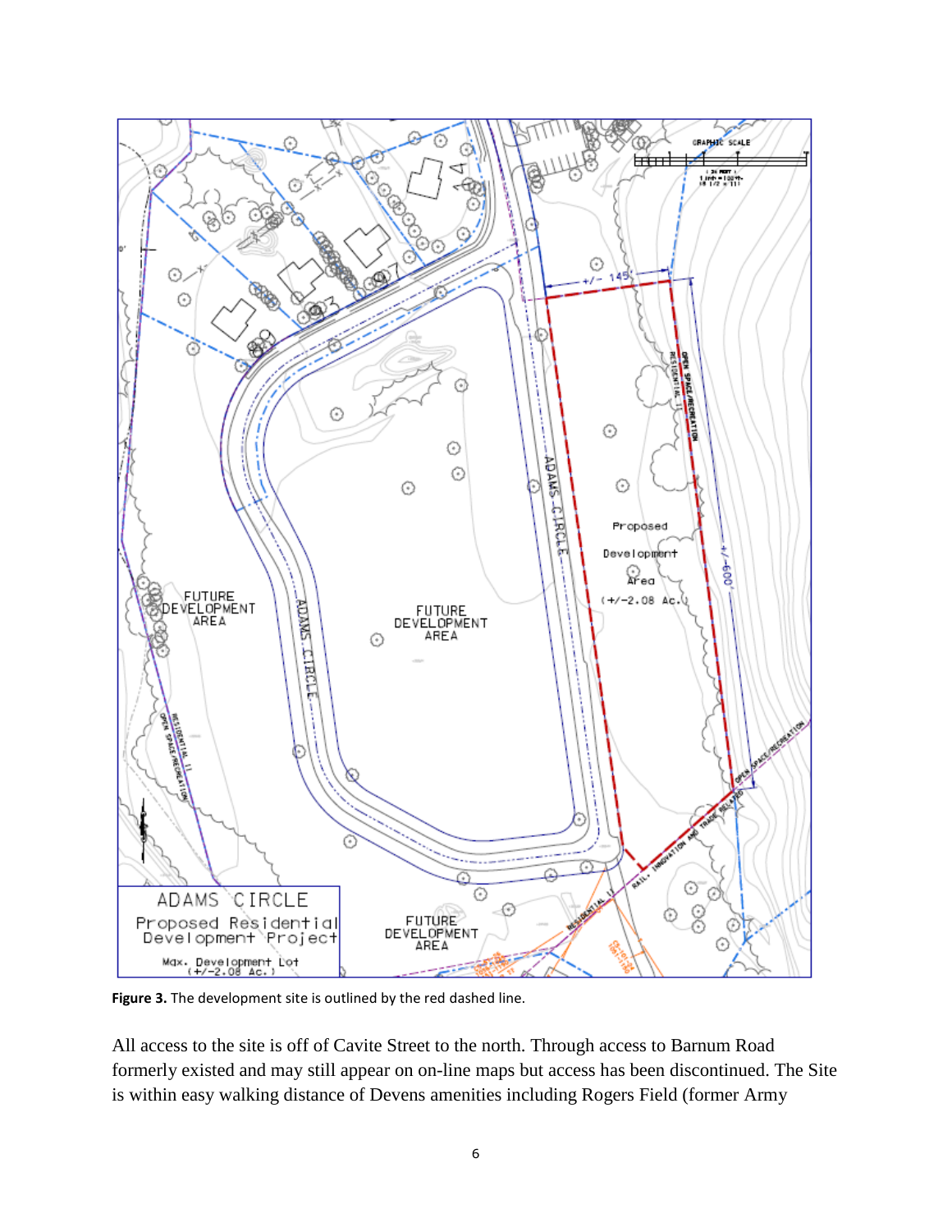**Figure 3.** The development site is outlined by the red dashed line.

All access to the site is off of Cavite Street to the north. Through access to Barnum Road formerly existed and may still appear on on-line maps but access has been discontinued. The Site is within easy walking distance of Devens amenities including Rogers Field (former Army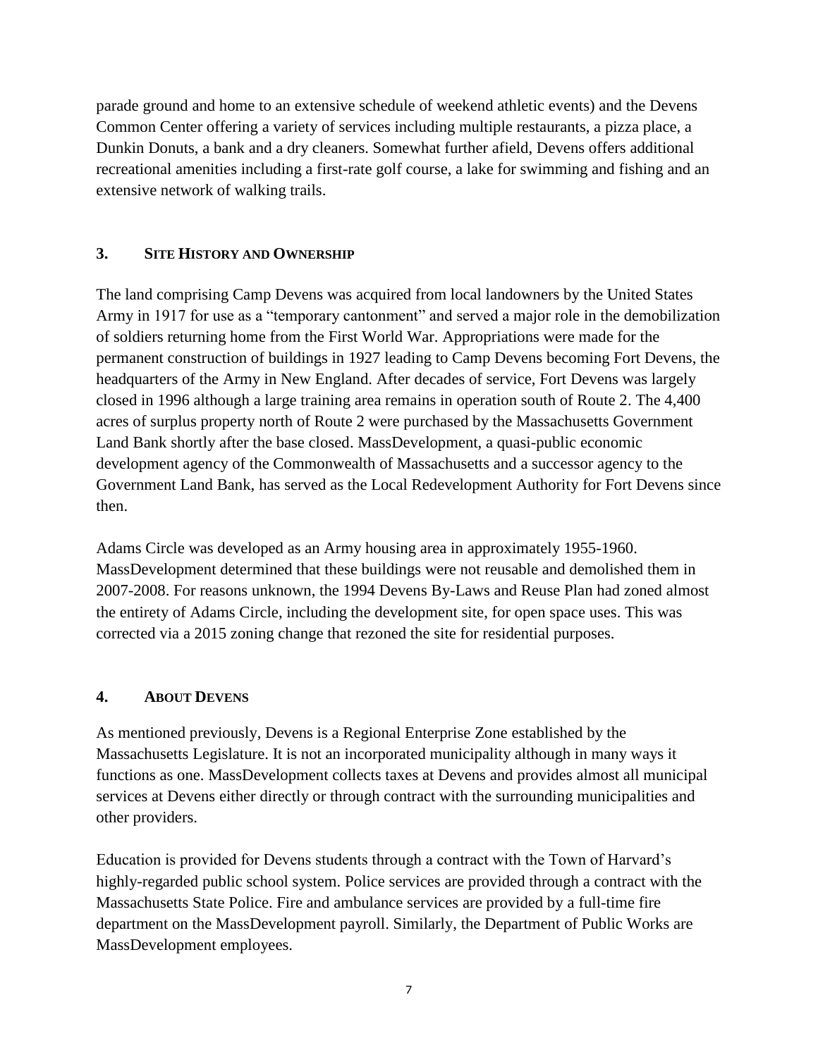parade ground and home to an extensive schedule of weekend athletic events) and the Devens Common Center offering a variety of services including multiple restaurants, a pizza place, a Dunkin Donuts, a bank and a dry cleaners. Somewhat further afield, Devens offers additional recreational amenities including a first-rate golf course, a lake for swimming and fishing and an extensive network of walking trails.

## 3. SITE HISTORY AND OWNERSHIP

The land comprising Camp Devens was acquired from local landowners by the United States Army in 1917 for use as a "temporary cantonment" and served a major role in the demobilization of soldiers returning home from the First World War. Appropriations were made for the permanent construction of buildings in 1927 leading to Camp Devens becoming Fort Devens, the headquarters of the Army in New England. After decades of service, Fort Devens was largely closed in 1996 although a large training area remains in operation south of Route 2. The 4,400 acres of surplus property north of Route 2 were purchased by the Massachusetts Government Land Bank shortly after the base closed. MassDevelopment, a quasi-public economic development agency of the Commonwealth of Massachusetts and a successor agency to the Government Land Bank, has served as the Local Redevelopment Authority for Fort Devens since then.

Adams Circle was developed as an Army housing area in approximately 1955-1960. MassDevelopment determined that these buildings were not reusable and demolished them in 2007-2008. For reasons unknown, the 1994 Devens By-Laws and Reuse Plan had zoned almost the entirety of Adams Circle, including the development site, for open space uses. This was corrected via a 2015 zoning change that rezoned the site for residential purposes.

## 4. ABOUT DEVENS

As mentioned previously, Devens is a Regional Enterprise Zone established by the Massachusetts Legislature. It is not an incorporated municipality although in many ways it functions as one. MassDevelopment collects taxes at Devens and provides almost all municipal services at Devens either directly or through contract with the surrounding municipalities and other providers.

Education is provided for Devens students through a contract with the Town of Harvard's highly-regarded public school system. Police services are provided through a contract with the Massachusetts State Police. Fire and ambulance services are provided by a full-time fire department on the MassDevelopment payroll. Similarly, the Department of Public Works are MassDevelopment employees.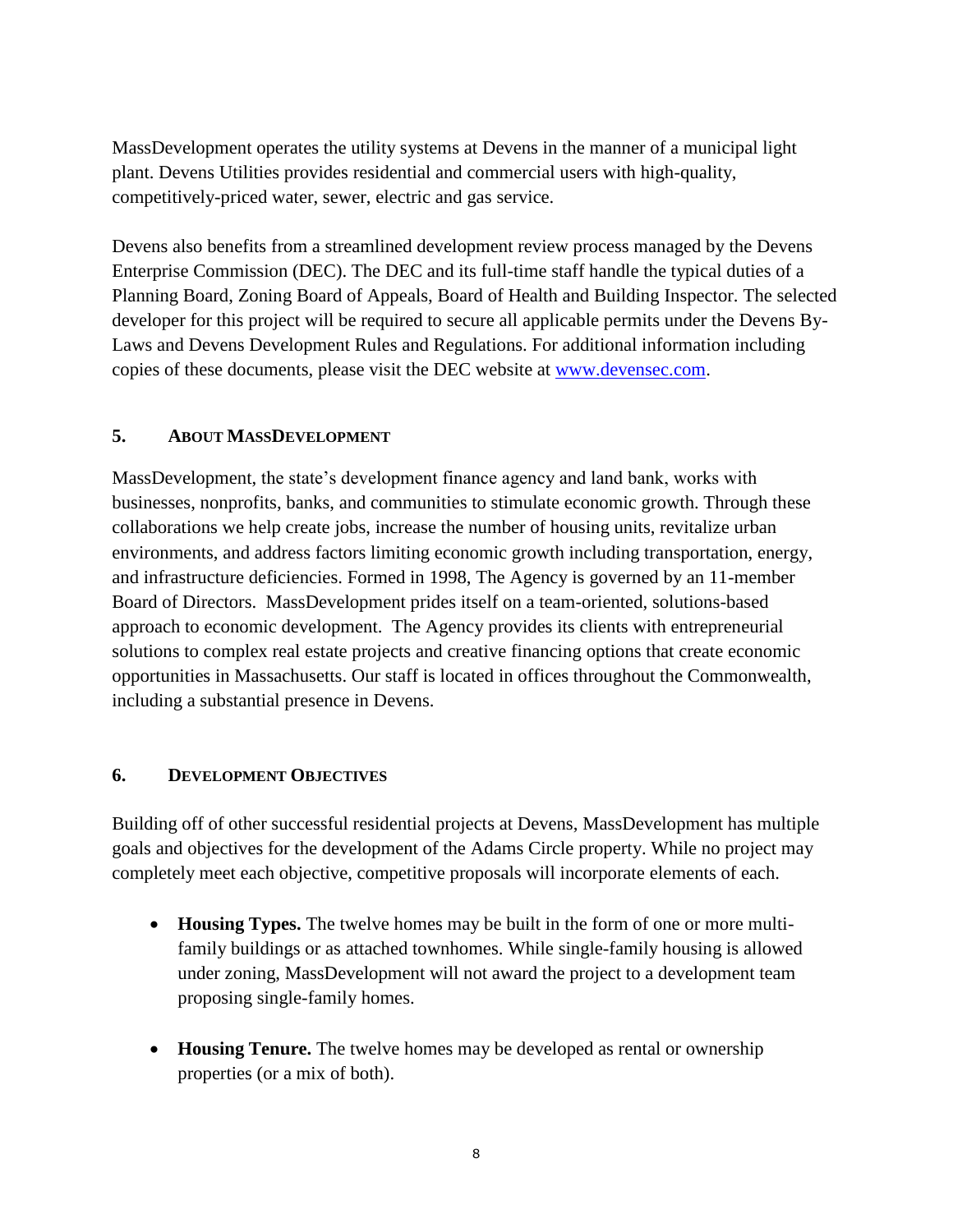MassDevelopment operates the utility systems at Devens in the manner of a municipal light plant. Devens Utilities provides residential and commercial users with high-quality, competitively-priced water, sewer, electric and gas service.

Devens also benefits from a streamlined development review process managed by the Devens Enterprise Commission (DEC). The DEC and its full-time staff handle the typical duties of a Planning Board, Zoning Board of Appeals, Board of Health and Building Inspector. The selected developer for this project will be required to secure all applicable permits under the Devens By-Laws and Devens Development Rules and Regulations. For additional information including copies of these documents, please visit the DEC website at [www.devensec.com](www.devensec.com).

## 5. About MassDevelopment

MassDevelopment, the state's development finance agency and land bank, works with businesses, nonprofits, banks, and communities to stimulate economic growth. Through these collaborations we help create jobs, increase the number of housing units, revitalize urban environments, and address factors limiting economic growth including transportation, energy, and infrastructure deficiencies. Formed in 1998, The Agency is governed by an 11-member Board of Directors. MassDevelopment prides itself on a team-oriented, solutions-based approach to economic development. The Agency provides its clients with entrepreneurial solutions to complex real estate projects and creative financing options that create economic opportunities in Massachusetts. Our staff is located in offices throughout the Commonwealth, including a substantial presence in Devens.

## 6. Development Objectives

Building off of other successful residential projects at Devens, MassDevelopment has multiple goals and objectives for the development of the Adams Circle property. While no project may completely meet each objective, competitive proposals will incorporate elements of each.

- **Housing Types.** The twelve homes may be built in the form of one or more multi-family buildings or as attached townhomes. While single-family housing is allowed under zoning, MassDevelopment will not award the project to a development team proposing single-family homes.

- **Housing Tenure.** The twelve homes may be developed as rental or ownership properties (or a mix of both).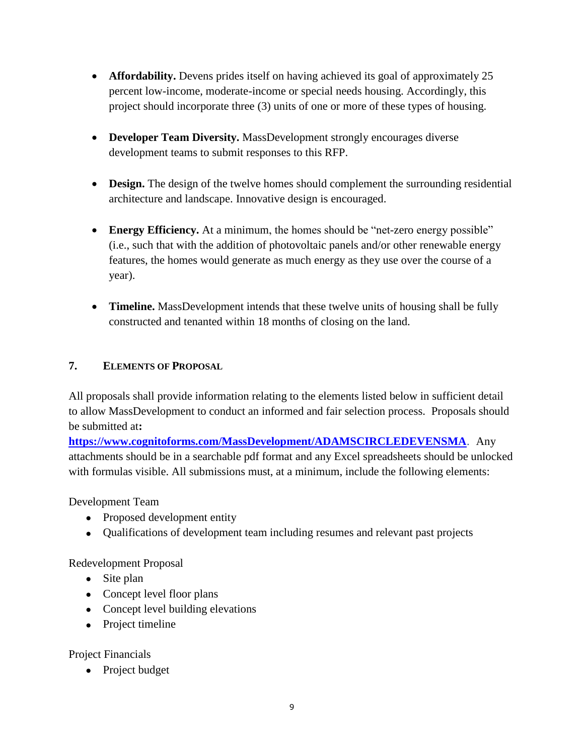- **Affordability.** Devens prides itself on having achieved its goal of approximately 25 percent low-income, moderate-income or special needs housing. Accordingly, this project should incorporate three (3) units of one or more of these types of housing.

- **Developer Team Diversity.** MassDevelopment strongly encourages diverse development teams to submit responses to this RFP.

- **Design.** The design of the twelve homes should complement the surrounding residential architecture and landscape. Innovative design is encouraged.

- **Energy Efficiency.** At a minimum, the homes should be "net-zero energy possible" (i.e., such that with the addition of photovoltaic panels and/or other renewable energy features, the homes would generate as much energy as they use over the course of a year).

- **Timeline.** MassDevelopment intends that these twelve units of housing shall be fully constructed and tenanted within 18 months of closing on the land.

## 7. Elements of Proposal

All proposals shall provide information relating to the elements listed below in sufficient detail to allow MassDevelopment to conduct an informed and fair selection process. Proposals should be submitted at**:**
**https://www.cognitoforms.com/MassDevelopment/ADAMSCIRCLEDEVENSMA**. Any attachments should be in a searchable pdf format and any Excel spreadsheets should be unlocked with formulas visible. All submissions must, at a minimum, include the following elements:

Development Team

- Proposed development entity
- Qualifications of development team including resumes and relevant past projects

Redevelopment Proposal

- Site plan
- Concept level floor plans
- Concept level building elevations
- Project timeline

Project Financials

- Project budget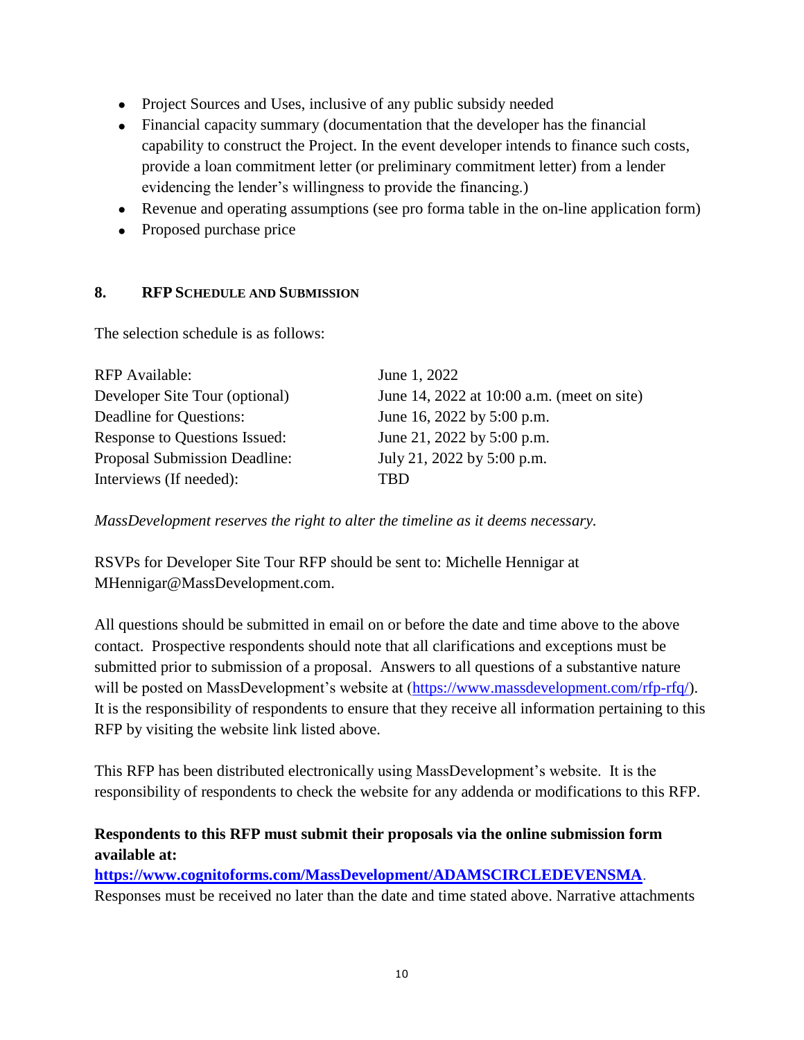- Project Sources and Uses, inclusive of any public subsidy needed
- Financial capacity summary (documentation that the developer has the financial capability to construct the Project. In the event developer intends to finance such costs, provide a loan commitment letter (or preliminary commitment letter) from a lender evidencing the lender's willingness to provide the financing.)
- Revenue and operating assumptions (see pro forma table in the on-line application form)
- Proposed purchase price

## 8. RFP SCHEDULE AND SUBMISSION

The selection schedule is as follows:

| | |
|---|---|
| RFP Available: | June 1, 2022 |
| Developer Site Tour (optional) | June 14, 2022 at 10:00 a.m. (meet on site) |
| Deadline for Questions: | June 16, 2022 by 5:00 p.m. |
| Response to Questions Issued: | June 21, 2022 by 5:00 p.m. |
| Proposal Submission Deadline: | July 21, 2022 by 5:00 p.m. |
| Interviews (If needed): | TBD |

*MassDevelopment reserves the right to alter the timeline as it deems necessary.*

RSVPs for Developer Site Tour RFP should be sent to: Michelle Hennigar at MHennigar@MassDevelopment.com.

All questions should be submitted in email on or before the date and time above to the above contact. Prospective respondents should note that all clarifications and exceptions must be submitted prior to submission of a proposal. Answers to all questions of a substantive nature will be posted on MassDevelopment's website at (https://www.massdevelopment.com/rfp-rfq/). It is the responsibility of respondents to ensure that they receive all information pertaining to this RFP by visiting the website link listed above.

This RFP has been distributed electronically using MassDevelopment's website. It is the responsibility of respondents to check the website for any addenda or modifications to this RFP.

**Respondents to this RFP must submit their proposals via the online submission form available at:**
**https://www.cognitoforms.com/MassDevelopment/ADAMSCIRCLEDEVENSMA**.
Responses must be received no later than the date and time stated above. Narrative attachments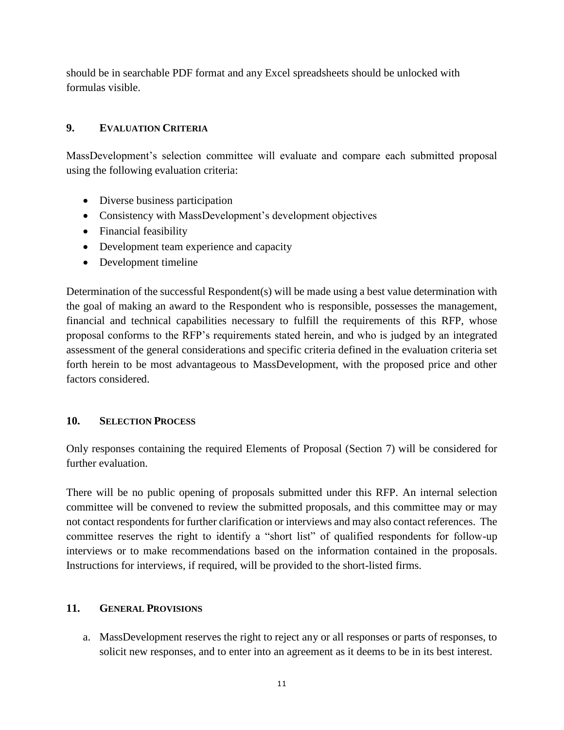should be in searchable PDF format and any Excel spreadsheets should be unlocked with formulas visible.

## 9. EVALUATION CRITERIA

MassDevelopment's selection committee will evaluate and compare each submitted proposal using the following evaluation criteria:

- Diverse business participation
- Consistency with MassDevelopment's development objectives
- Financial feasibility
- Development team experience and capacity
- Development timeline

Determination of the successful Respondent(s) will be made using a best value determination with the goal of making an award to the Respondent who is responsible, possesses the management, financial and technical capabilities necessary to fulfill the requirements of this RFP, whose proposal conforms to the RFP's requirements stated herein, and who is judged by an integrated assessment of the general considerations and specific criteria defined in the evaluation criteria set forth herein to be most advantageous to MassDevelopment, with the proposed price and other factors considered.

## 10. SELECTION PROCESS

Only responses containing the required Elements of Proposal (Section 7) will be considered for further evaluation.

There will be no public opening of proposals submitted under this RFP. An internal selection committee will be convened to review the submitted proposals, and this committee may or may not contact respondents for further clarification or interviews and may also contact references. The committee reserves the right to identify a "short list" of qualified respondents for follow-up interviews or to make recommendations based on the information contained in the proposals. Instructions for interviews, if required, will be provided to the short-listed firms.

## 11. GENERAL PROVISIONS

a. MassDevelopment reserves the right to reject any or all responses or parts of responses, to solicit new responses, and to enter into an agreement as it deems to be in its best interest.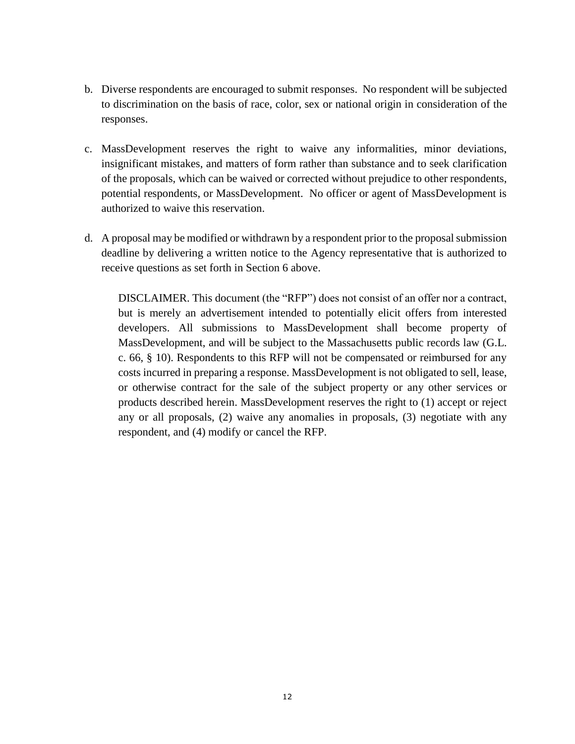b. Diverse respondents are encouraged to submit responses. No respondent will be subjected to discrimination on the basis of race, color, sex or national origin in consideration of the responses.

c. MassDevelopment reserves the right to waive any informalities, minor deviations, insignificant mistakes, and matters of form rather than substance and to seek clarification of the proposals, which can be waived or corrected without prejudice to other respondents, potential respondents, or MassDevelopment. No officer or agent of MassDevelopment is authorized to waive this reservation.

d. A proposal may be modified or withdrawn by a respondent prior to the proposal submission deadline by delivering a written notice to the Agency representative that is authorized to receive questions as set forth in Section 6 above.

DISCLAIMER. This document (the "RFP") does not consist of an offer nor a contract, but is merely an advertisement intended to potentially elicit offers from interested developers. All submissions to MassDevelopment shall become property of MassDevelopment, and will be subject to the Massachusetts public records law (G.L. c. 66, § 10). Respondents to this RFP will not be compensated or reimbursed for any costs incurred in preparing a response. MassDevelopment is not obligated to sell, lease, or otherwise contract for the sale of the subject property or any other services or products described herein. MassDevelopment reserves the right to (1) accept or reject any or all proposals, (2) waive any anomalies in proposals, (3) negotiate with any respondent, and (4) modify or cancel the RFP.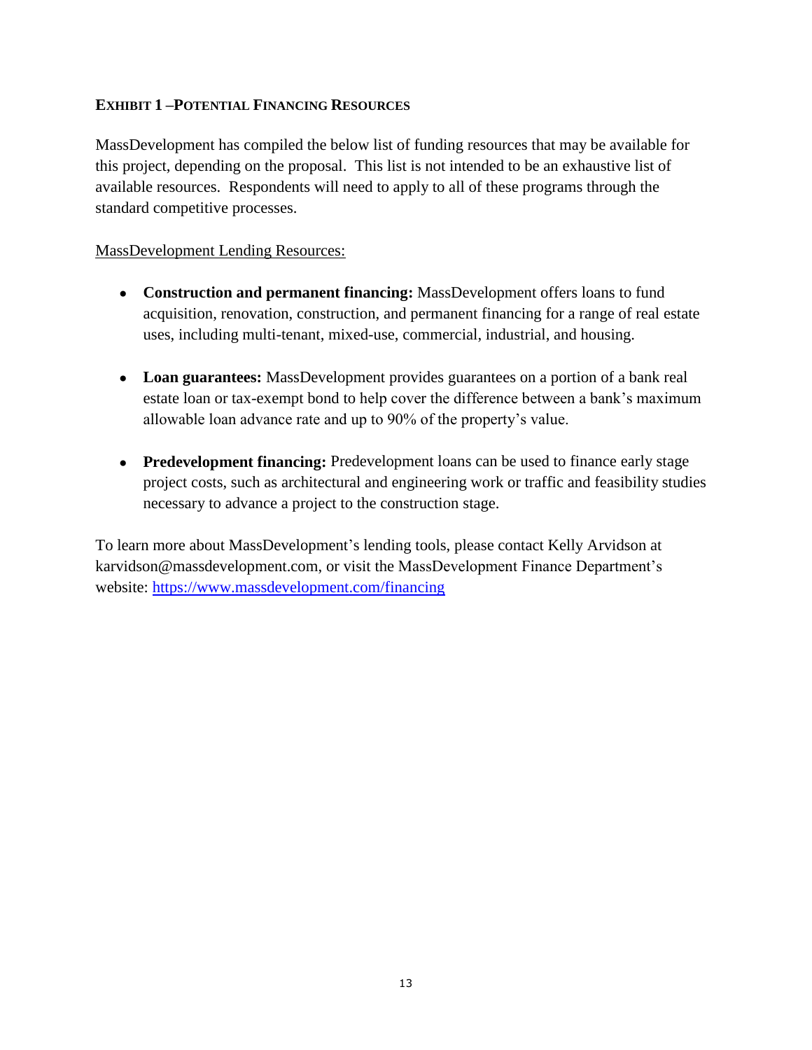## EXHIBIT 1 –POTENTIAL FINANCING RESOURCES

MassDevelopment has compiled the below list of funding resources that may be available for this project, depending on the proposal. This list is not intended to be an exhaustive list of available resources. Respondents will need to apply to all of these programs through the standard competitive processes.

MassDevelopment Lending Resources:

- **Construction and permanent financing:** MassDevelopment offers loans to fund acquisition, renovation, construction, and permanent financing for a range of real estate uses, including multi-tenant, mixed-use, commercial, industrial, and housing.
- **Loan guarantees:** MassDevelopment provides guarantees on a portion of a bank real estate loan or tax-exempt bond to help cover the difference between a bank's maximum allowable loan advance rate and up to 90% of the property's value.
- **Predevelopment financing:** Predevelopment loans can be used to finance early stage project costs, such as architectural and engineering work or traffic and feasibility studies necessary to advance a project to the construction stage.

To learn more about MassDevelopment's lending tools, please contact Kelly Arvidson at karvidson@massdevelopment.com, or visit the MassDevelopment Finance Department's website: [https://www.massdevelopment.com/financing](https://www.massdevelopment.com/financing)